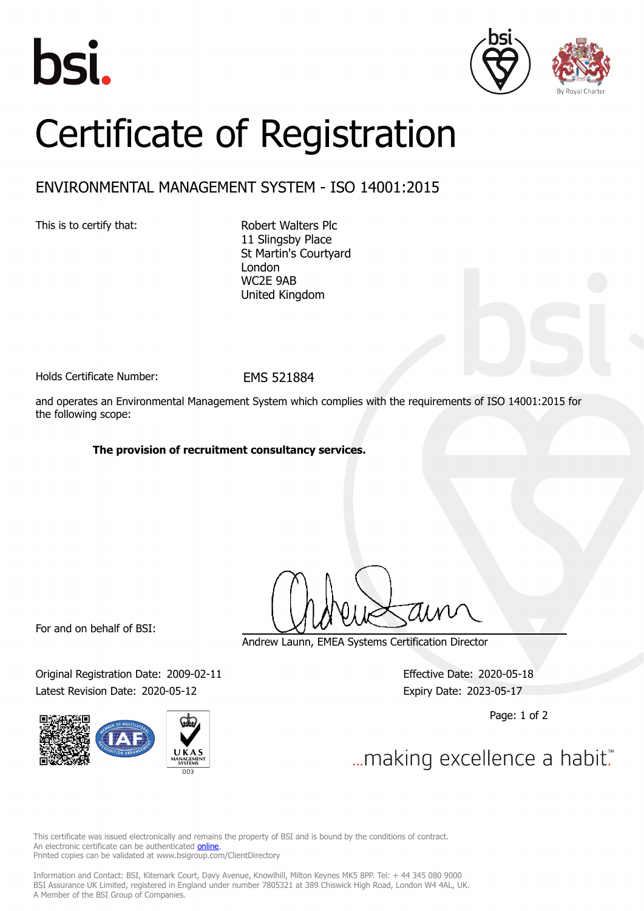# Certificate of Registration

## ENVIRONMENTAL MANAGEMENT SYSTEM - ISO 14001:2015

This is to certify that:

Robert Walters Plc
11 Slingsby Place
St Martin's Courtyard
London
WC2E 9AB
United Kingdom

Holds Certificate Number: EMS 521884

and operates an Environmental Management System which complies with the requirements of ISO 14001:2015 for the following scope:

**The provision of recruitment consultancy services.**

For and on behalf of BSI:

Andrew Launn, EMEA Systems Certification Director

Original Registration Date: 2009-02-11

Latest Revision Date: 2020-05-12

Effective Date: 2020-05-18

Expiry Date: 2023-05-17

...making excellence a habit.™

This certificate was issued electronically and remains the property of BSI and is bound by the conditions of contract.
An electronic certificate can be authenticated online.
Printed copies can be validated at www.bsigroup.com/ClientDirectory

Information and Contact: BSI, Kitemark Court, Davy Avenue, Knowlhill, Milton Keynes MK5 8PP. Tel: + 44 345 080 9000
BSI Assurance UK Limited, registered in England under number 7805321 at 389 Chiswick High Road, London W4 4AL, UK.
A Member of the BSI Group of Companies.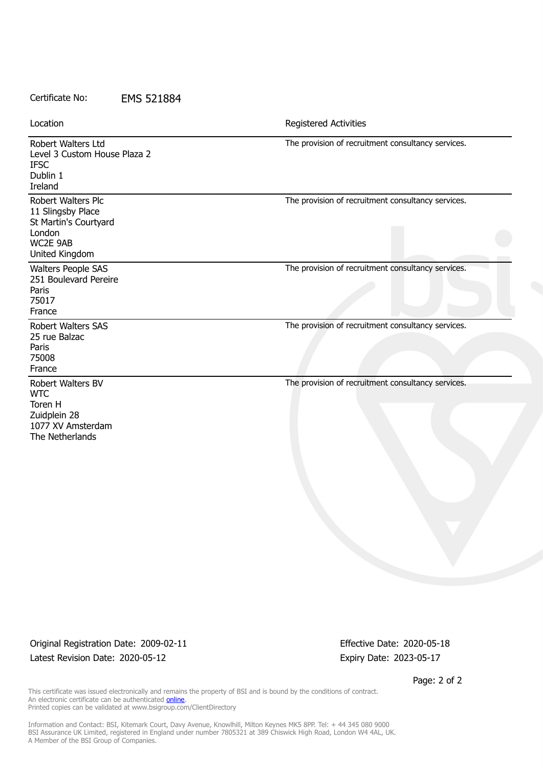Certificate No: EMS 521884

| Location | Registered Activities |
| --- | --- |
| Robert Walters Ltd<br>Level 3 Custom House Plaza 2<br>IFSC<br>Dublin 1<br>Ireland | The provision of recruitment consultancy services. |
| Robert Walters Plc<br>11 Slingsby Place<br>St Martin's Courtyard<br>London<br>WC2E 9AB<br>United Kingdom | The provision of recruitment consultancy services. |
| Walters People SAS<br>251 Boulevard Pereire<br>Paris<br>75017<br>France | The provision of recruitment consultancy services. |
| Robert Walters SAS<br>25 rue Balzac<br>Paris<br>75008<br>France | The provision of recruitment consultancy services. |
| Robert Walters BV<br>WTC<br>Toren H<br>Zuidplein 28<br>1077 XV Amsterdam<br>The Netherlands | The provision of recruitment consultancy services. |

Original Registration Date: 2009-02-11

Latest Revision Date: 2020-05-12

Effective Date: 2020-05-18

Expiry Date: 2023-05-17

This certificate was issued electronically and remains the property of BSI and is bound by the conditions of contract.
An electronic certificate can be authenticated online.
Printed copies can be validated at www.bsigroup.com/ClientDirectory

Information and Contact: BSI, Kitemark Court, Davy Avenue, Knowlhill, Milton Keynes MK5 8PP. Tel: + 44 345 080 9000
BSI Assurance UK Limited, registered in England under number 7805321 at 389 Chiswick High Road, London W4 4AL, UK.
A Member of the BSI Group of Companies.